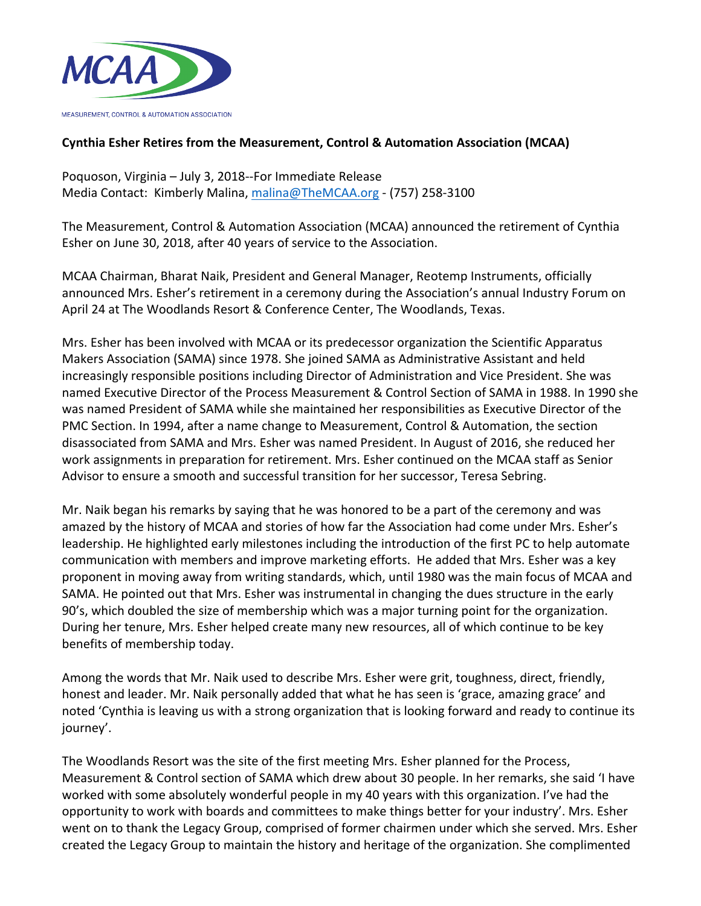MEASUREMENT, CONTROL & AUTOMATION ASSOCIATION

**Cynthia Esher Retires from the Measurement, Control & Automation Association (MCAA)**

Poquoson, Virginia – July 3, 2018--For Immediate Release
Media Contact: Kimberly Malina, malina@TheMCAA.org - (757) 258-3100

The Measurement, Control & Automation Association (MCAA) announced the retirement of Cynthia Esher on June 30, 2018, after 40 years of service to the Association.

MCAA Chairman, Bharat Naik, President and General Manager, Reotemp Instruments, officially announced Mrs. Esher's retirement in a ceremony during the Association's annual Industry Forum on April 24 at The Woodlands Resort & Conference Center, The Woodlands, Texas.

Mrs. Esher has been involved with MCAA or its predecessor organization the Scientific Apparatus Makers Association (SAMA) since 1978. She joined SAMA as Administrative Assistant and held increasingly responsible positions including Director of Administration and Vice President. She was named Executive Director of the Process Measurement & Control Section of SAMA in 1988. In 1990 she was named President of SAMA while she maintained her responsibilities as Executive Director of the PMC Section. In 1994, after a name change to Measurement, Control & Automation, the section disassociated from SAMA and Mrs. Esher was named President. In August of 2016, she reduced her work assignments in preparation for retirement. Mrs. Esher continued on the MCAA staff as Senior Advisor to ensure a smooth and successful transition for her successor, Teresa Sebring.

Mr. Naik began his remarks by saying that he was honored to be a part of the ceremony and was amazed by the history of MCAA and stories of how far the Association had come under Mrs. Esher's leadership. He highlighted early milestones including the introduction of the first PC to help automate communication with members and improve marketing efforts. He added that Mrs. Esher was a key proponent in moving away from writing standards, which, until 1980 was the main focus of MCAA and SAMA. He pointed out that Mrs. Esher was instrumental in changing the dues structure in the early 90's, which doubled the size of membership which was a major turning point for the organization. During her tenure, Mrs. Esher helped create many new resources, all of which continue to be key benefits of membership today.

Among the words that Mr. Naik used to describe Mrs. Esher were grit, toughness, direct, friendly, honest and leader. Mr. Naik personally added that what he has seen is 'grace, amazing grace' and noted 'Cynthia is leaving us with a strong organization that is looking forward and ready to continue its journey'.

The Woodlands Resort was the site of the first meeting Mrs. Esher planned for the Process, Measurement & Control section of SAMA which drew about 30 people. In her remarks, she said 'I have worked with some absolutely wonderful people in my 40 years with this organization. I've had the opportunity to work with boards and committees to make things better for your industry'. Mrs. Esher went on to thank the Legacy Group, comprised of former chairmen under which she served. Mrs. Esher created the Legacy Group to maintain the history and heritage of the organization. She complimented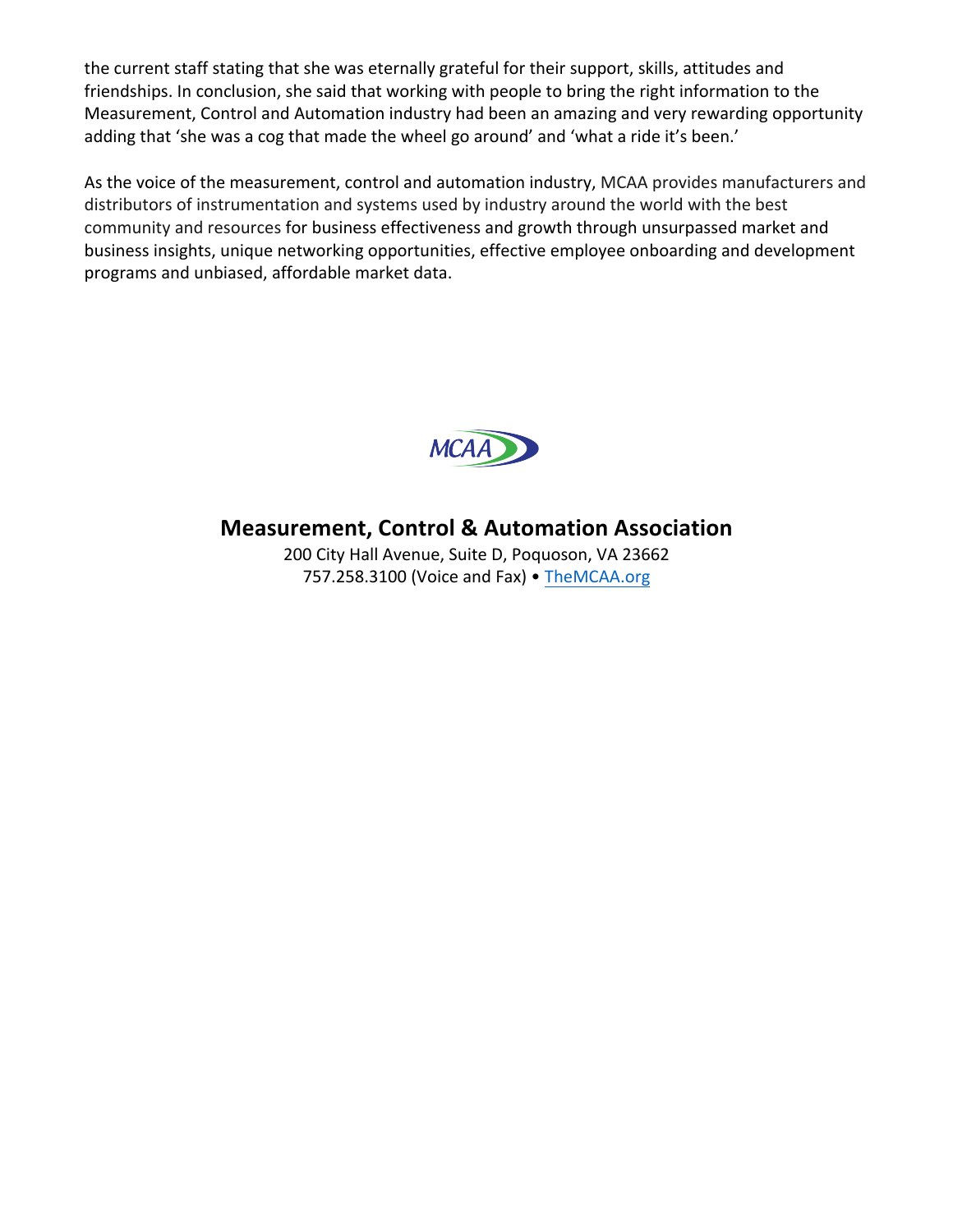the current staff stating that she was eternally grateful for their support, skills, attitudes and friendships. In conclusion, she said that working with people to bring the right information to the Measurement, Control and Automation industry had been an amazing and very rewarding opportunity adding that 'she was a cog that made the wheel go around' and 'what a ride it's been.'

As the voice of the measurement, control and automation industry, MCAA provides manufacturers and distributors of instrumentation and systems used by industry around the world with the best community and resources for business effectiveness and growth through unsurpassed market and business insights, unique networking opportunities, effective employee onboarding and development programs and unbiased, affordable market data.

MCAA

**Measurement, Control & Automation Association**

200 City Hall Avenue, Suite D, Poquoson, VA 23662
757.258.3100 (Voice and Fax) • [TheMCAA.org](TheMCAA.org)